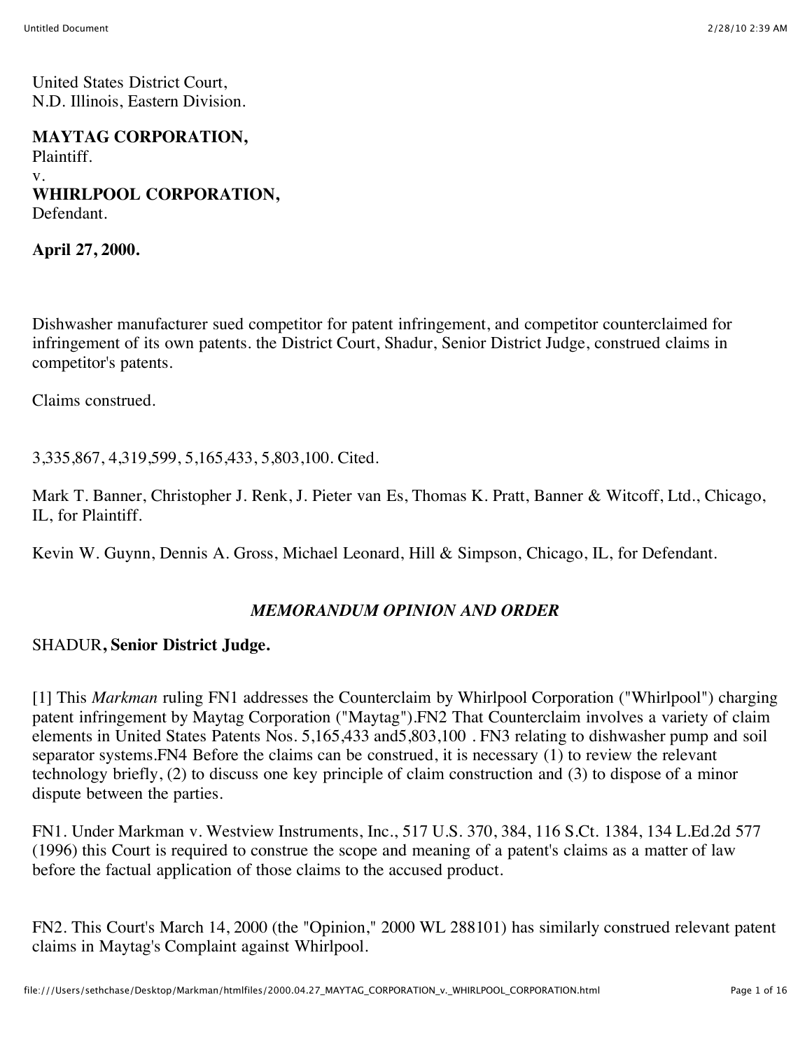United States District Court,
N.D. Illinois, Eastern Division.

**MAYTAG CORPORATION,**
Plaintiff.
v.
**WHIRLPOOL CORPORATION,**
Defendant.

**April 27, 2000.**

Dishwasher manufacturer sued competitor for patent infringement, and competitor counterclaimed for infringement of its own patents. the District Court, Shadur, Senior District Judge, construed claims in competitor's patents.

Claims construed.

3,335,867, 4,319,599, 5,165,433, 5,803,100. Cited.

Mark T. Banner, Christopher J. Renk, J. Pieter van Es, Thomas K. Pratt, Banner & Witcoff, Ltd., Chicago, IL, for Plaintiff.

Kevin W. Guynn, Dennis A. Gross, Michael Leonard, Hill & Simpson, Chicago, IL, for Defendant.

## *MEMORANDUM OPINION AND ORDER*

SHADUR**, Senior District Judge.**

[1] This *Markman* ruling FN1 addresses the Counterclaim by Whirlpool Corporation ("Whirlpool") charging patent infringement by Maytag Corporation ("Maytag").FN2 That Counterclaim involves a variety of claim elements in United States Patents Nos. 5,165,433 and5,803,100 . FN3 relating to dishwasher pump and soil separator systems.FN4 Before the claims can be construed, it is necessary (1) to review the relevant technology briefly, (2) to discuss one key principle of claim construction and (3) to dispose of a minor dispute between the parties.

FN1. Under Markman v. Westview Instruments, Inc., 517 U.S. 370, 384, 116 S.Ct. 1384, 134 L.Ed.2d 577 (1996) this Court is required to construe the scope and meaning of a patent's claims as a matter of law before the factual application of those claims to the accused product.

FN2. This Court's March 14, 2000 (the "Opinion," 2000 WL 288101) has similarly construed relevant patent claims in Maytag's Complaint against Whirlpool.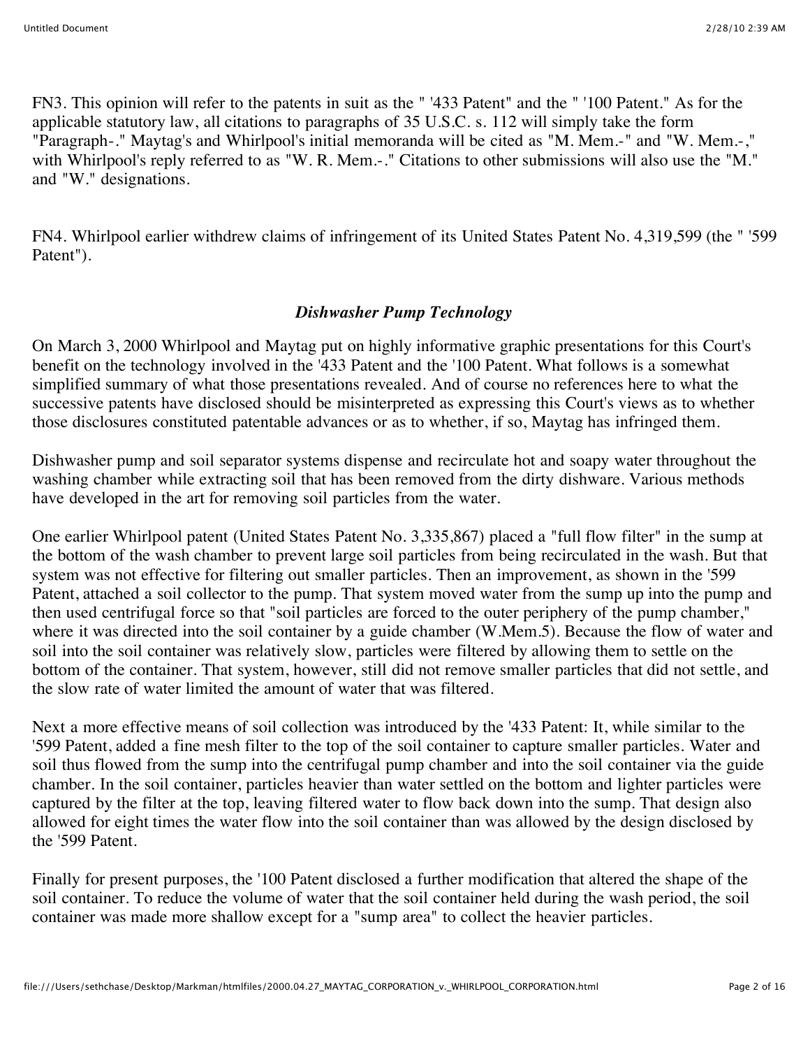FN3. This opinion will refer to the patents in suit as the " '433 Patent" and the " '100 Patent." As for the applicable statutory law, all citations to paragraphs of 35 U.S.C. s. 112 will simply take the form "Paragraph-." Maytag's and Whirlpool's initial memoranda will be cited as "M. Mem.-" and "W. Mem.-," with Whirlpool's reply referred to as "W. R. Mem.-." Citations to other submissions will also use the "M." and "W." designations.

FN4. Whirlpool earlier withdrew claims of infringement of its United States Patent No. 4,319,599 (the " '599 Patent").

### *Dishwasher Pump Technology*

On March 3, 2000 Whirlpool and Maytag put on highly informative graphic presentations for this Court's benefit on the technology involved in the '433 Patent and the '100 Patent. What follows is a somewhat simplified summary of what those presentations revealed. And of course no references here to what the successive patents have disclosed should be misinterpreted as expressing this Court's views as to whether those disclosures constituted patentable advances or as to whether, if so, Maytag has infringed them.

Dishwasher pump and soil separator systems dispense and recirculate hot and soapy water throughout the washing chamber while extracting soil that has been removed from the dirty dishware. Various methods have developed in the art for removing soil particles from the water.

One earlier Whirlpool patent (United States Patent No. 3,335,867) placed a "full flow filter" in the sump at the bottom of the wash chamber to prevent large soil particles from being recirculated in the wash. But that system was not effective for filtering out smaller particles. Then an improvement, as shown in the '599 Patent, attached a soil collector to the pump. That system moved water from the sump up into the pump and then used centrifugal force so that "soil particles are forced to the outer periphery of the pump chamber," where it was directed into the soil container by a guide chamber (W.Mem.5). Because the flow of water and soil into the soil container was relatively slow, particles were filtered by allowing them to settle on the bottom of the container. That system, however, still did not remove smaller particles that did not settle, and the slow rate of water limited the amount of water that was filtered.

Next a more effective means of soil collection was introduced by the '433 Patent: It, while similar to the '599 Patent, added a fine mesh filter to the top of the soil container to capture smaller particles. Water and soil thus flowed from the sump into the centrifugal pump chamber and into the soil container via the guide chamber. In the soil container, particles heavier than water settled on the bottom and lighter particles were captured by the filter at the top, leaving filtered water to flow back down into the sump. That design also allowed for eight times the water flow into the soil container than was allowed by the design disclosed by the '599 Patent.

Finally for present purposes, the '100 Patent disclosed a further modification that altered the shape of the soil container. To reduce the volume of water that the soil container held during the wash period, the soil container was made more shallow except for a "sump area" to collect the heavier particles.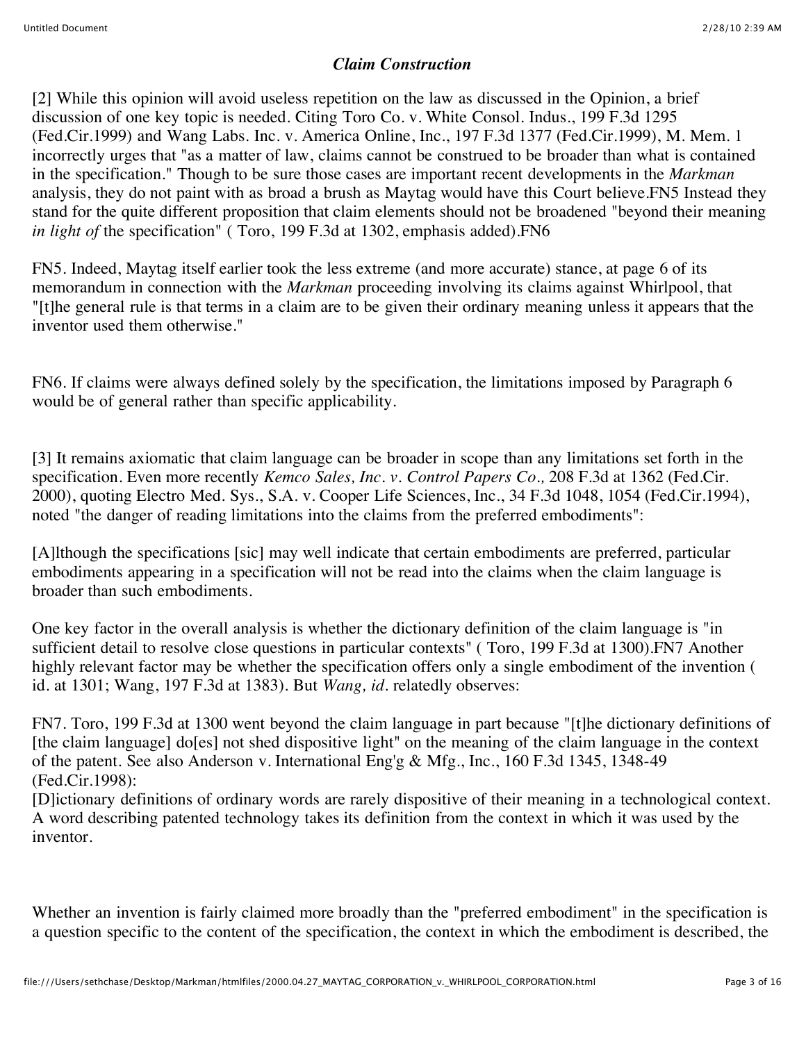### *Claim Construction*

[2] While this opinion will avoid useless repetition on the law as discussed in the Opinion, a brief discussion of one key topic is needed. Citing Toro Co. v. White Consol. Indus., 199 F.3d 1295 (Fed.Cir.1999) and Wang Labs. Inc. v. America Online, Inc., 197 F.3d 1377 (Fed.Cir.1999), M. Mem. 1 incorrectly urges that "as a matter of law, claims cannot be construed to be broader than what is contained in the specification." Though to be sure those cases are important recent developments in the *Markman* analysis, they do not paint with as broad a brush as Maytag would have this Court believe.FN5 Instead they stand for the quite different proposition that claim elements should not be broadened "beyond their meaning *in light of* the specification" ( Toro, 199 F.3d at 1302, emphasis added).FN6

FN5. Indeed, Maytag itself earlier took the less extreme (and more accurate) stance, at page 6 of its memorandum in connection with the *Markman* proceeding involving its claims against Whirlpool, that "[t]he general rule is that terms in a claim are to be given their ordinary meaning unless it appears that the inventor used them otherwise."

FN6. If claims were always defined solely by the specification, the limitations imposed by Paragraph 6 would be of general rather than specific applicability.

[3] It remains axiomatic that claim language can be broader in scope than any limitations set forth in the specification. Even more recently *Kemco Sales, Inc. v. Control Papers Co.,* 208 F.3d at 1362 (Fed.Cir. 2000), quoting Electro Med. Sys., S.A. v. Cooper Life Sciences, Inc., 34 F.3d 1048, 1054 (Fed.Cir.1994), noted "the danger of reading limitations into the claims from the preferred embodiments":

[A]lthough the specifications [sic] may well indicate that certain embodiments are preferred, particular embodiments appearing in a specification will not be read into the claims when the claim language is broader than such embodiments.

One key factor in the overall analysis is whether the dictionary definition of the claim language is "in sufficient detail to resolve close questions in particular contexts" ( Toro, 199 F.3d at 1300).FN7 Another highly relevant factor may be whether the specification offers only a single embodiment of the invention ( id. at 1301; Wang, 197 F.3d at 1383). But *Wang, id.* relatedly observes:

FN7. Toro, 199 F.3d at 1300 went beyond the claim language in part because "[t]he dictionary definitions of [the claim language] do[es] not shed dispositive light" on the meaning of the claim language in the context of the patent. See also Anderson v. International Eng'g & Mfg., Inc., 160 F.3d 1345, 1348-49 (Fed.Cir.1998):
[D]ictionary definitions of ordinary words are rarely dispositive of their meaning in a technological context. A word describing patented technology takes its definition from the context in which it was used by the inventor.

Whether an invention is fairly claimed more broadly than the "preferred embodiment" in the specification is a question specific to the content of the specification, the context in which the embodiment is described, the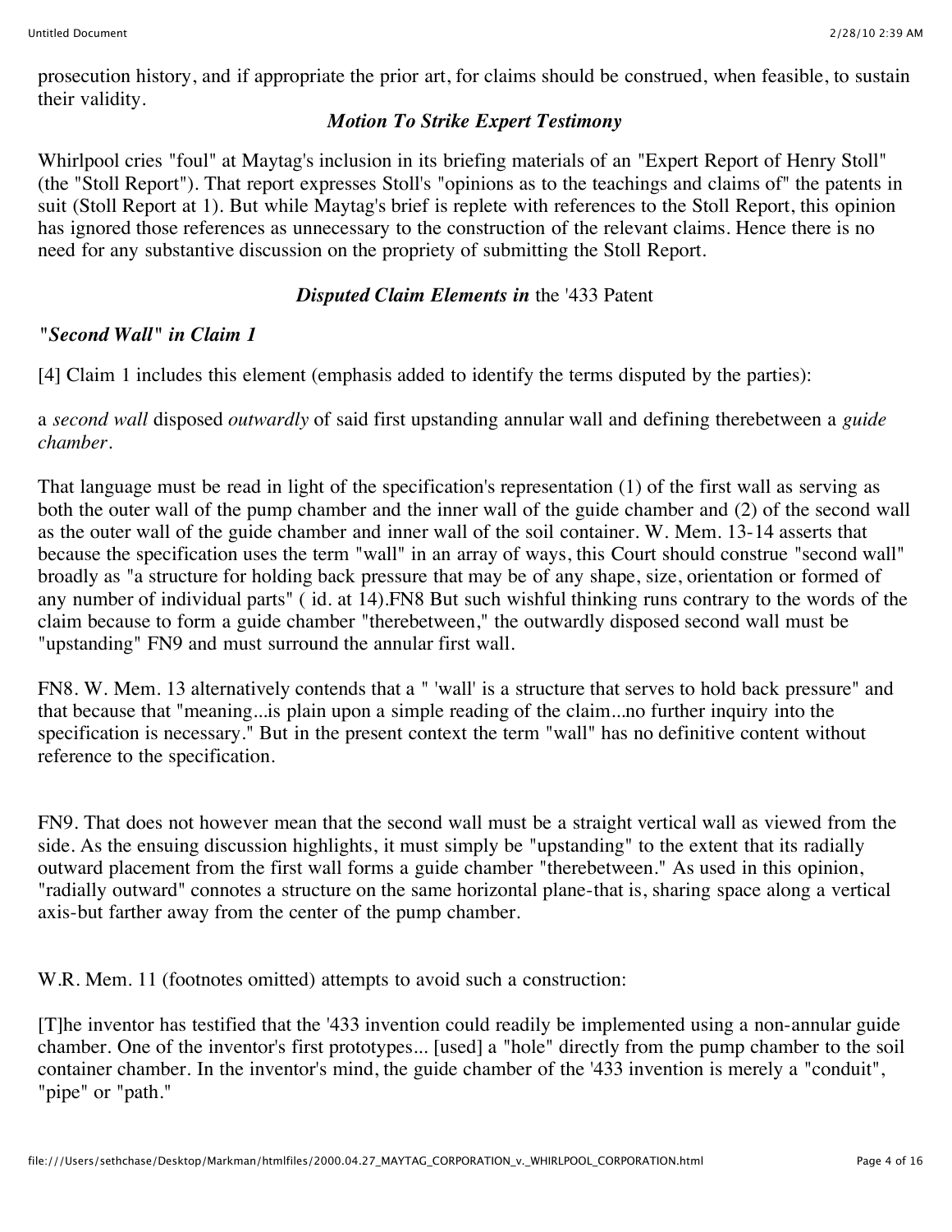prosecution history, and if appropriate the prior art, for claims should be construed, when feasible, to sustain their validity.

### *Motion To Strike Expert Testimony*

Whirlpool cries "foul" at Maytag's inclusion in its briefing materials of an "Expert Report of Henry Stoll" (the "Stoll Report"). That report expresses Stoll's "opinions as to the teachings and claims of" the patents in suit (Stoll Report at 1). But while Maytag's brief is replete with references to the Stoll Report, this opinion has ignored those references as unnecessary to the construction of the relevant claims. Hence there is no need for any substantive discussion on the propriety of submitting the Stoll Report.

### *Disputed Claim Elements in* the '433 Patent

#### *"Second Wall" in Claim 1*

[4] Claim 1 includes this element (emphasis added to identify the terms disputed by the parties):

a *second wall* disposed *outwardly* of said first upstanding annular wall and defining therebetween a *guide chamber*.

That language must be read in light of the specification's representation (1) of the first wall as serving as both the outer wall of the pump chamber and the inner wall of the guide chamber and (2) of the second wall as the outer wall of the guide chamber and inner wall of the soil container. W. Mem. 13-14 asserts that because the specification uses the term "wall" in an array of ways, this Court should construe "second wall" broadly as "a structure for holding back pressure that may be of any shape, size, orientation or formed of any number of individual parts" ( id. at 14).FN8 But such wishful thinking runs contrary to the words of the claim because to form a guide chamber "therebetween," the outwardly disposed second wall must be "upstanding" FN9 and must surround the annular first wall.

FN8. W. Mem. 13 alternatively contends that a " 'wall' is a structure that serves to hold back pressure" and that because that "meaning...is plain upon a simple reading of the claim...no further inquiry into the specification is necessary." But in the present context the term "wall" has no definitive content without reference to the specification.

FN9. That does not however mean that the second wall must be a straight vertical wall as viewed from the side. As the ensuing discussion highlights, it must simply be "upstanding" to the extent that its radially outward placement from the first wall forms a guide chamber "therebetween." As used in this opinion, "radially outward" connotes a structure on the same horizontal plane-that is, sharing space along a vertical axis-but farther away from the center of the pump chamber.

W.R. Mem. 11 (footnotes omitted) attempts to avoid such a construction:

[T]he inventor has testified that the '433 invention could readily be implemented using a non-annular guide chamber. One of the inventor's first prototypes... [used] a "hole" directly from the pump chamber to the soil container chamber. In the inventor's mind, the guide chamber of the '433 invention is merely a "conduit", "pipe" or "path."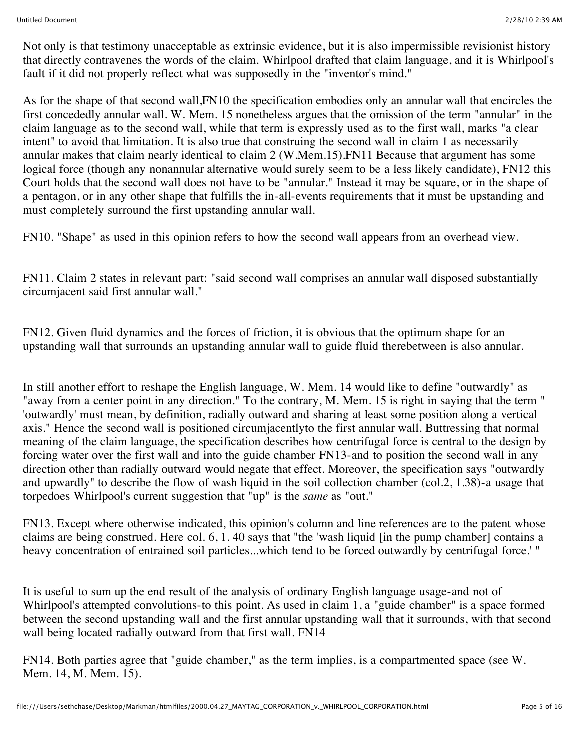Not only is that testimony unacceptable as extrinsic evidence, but it is also impermissible revisionist history that directly contravenes the words of the claim. Whirlpool drafted that claim language, and it is Whirlpool's fault if it did not properly reflect what was supposedly in the "inventor's mind."

As for the shape of that second wall,FN10 the specification embodies only an annular wall that encircles the first concededly annular wall. W. Mem. 15 nonetheless argues that the omission of the term "annular" in the claim language as to the second wall, while that term is expressly used as to the first wall, marks "a clear intent" to avoid that limitation. It is also true that construing the second wall in claim 1 as necessarily annular makes that claim nearly identical to claim 2 (W.Mem.15).FN11 Because that argument has some logical force (though any nonannular alternative would surely seem to be a less likely candidate), FN12 this Court holds that the second wall does not have to be "annular." Instead it may be square, or in the shape of a pentagon, or in any other shape that fulfills the in-all-events requirements that it must be upstanding and must completely surround the first upstanding annular wall.

FN10. "Shape" as used in this opinion refers to how the second wall appears from an overhead view.

FN11. Claim 2 states in relevant part: "said second wall comprises an annular wall disposed substantially circumjacent said first annular wall."

FN12. Given fluid dynamics and the forces of friction, it is obvious that the optimum shape for an upstanding wall that surrounds an upstanding annular wall to guide fluid therebetween is also annular.

In still another effort to reshape the English language, W. Mem. 14 would like to define "outwardly" as "away from a center point in any direction." To the contrary, M. Mem. 15 is right in saying that the term " 'outwardly' must mean, by definition, radially outward and sharing at least some position along a vertical axis." Hence the second wall is positioned circumjacentlyto the first annular wall. Buttressing that normal meaning of the claim language, the specification describes how centrifugal force is central to the design by forcing water over the first wall and into the guide chamber FN13-and to position the second wall in any direction other than radially outward would negate that effect. Moreover, the specification says "outwardly and upwardly" to describe the flow of wash liquid in the soil collection chamber (col.2, 1.38)-a usage that torpedoes Whirlpool's current suggestion that "up" is the *same* as "out."

FN13. Except where otherwise indicated, this opinion's column and line references are to the patent whose claims are being construed. Here col. 6, 1. 40 says that "the 'wash liquid [in the pump chamber] contains a heavy concentration of entrained soil particles...which tend to be forced outwardly by centrifugal force.' "

It is useful to sum up the end result of the analysis of ordinary English language usage-and not of Whirlpool's attempted convolutions-to this point. As used in claim 1, a "guide chamber" is a space formed between the second upstanding wall and the first annular upstanding wall that it surrounds, with that second wall being located radially outward from that first wall. FN14

FN14. Both parties agree that "guide chamber," as the term implies, is a compartmented space (see W. Mem. 14, M. Mem. 15).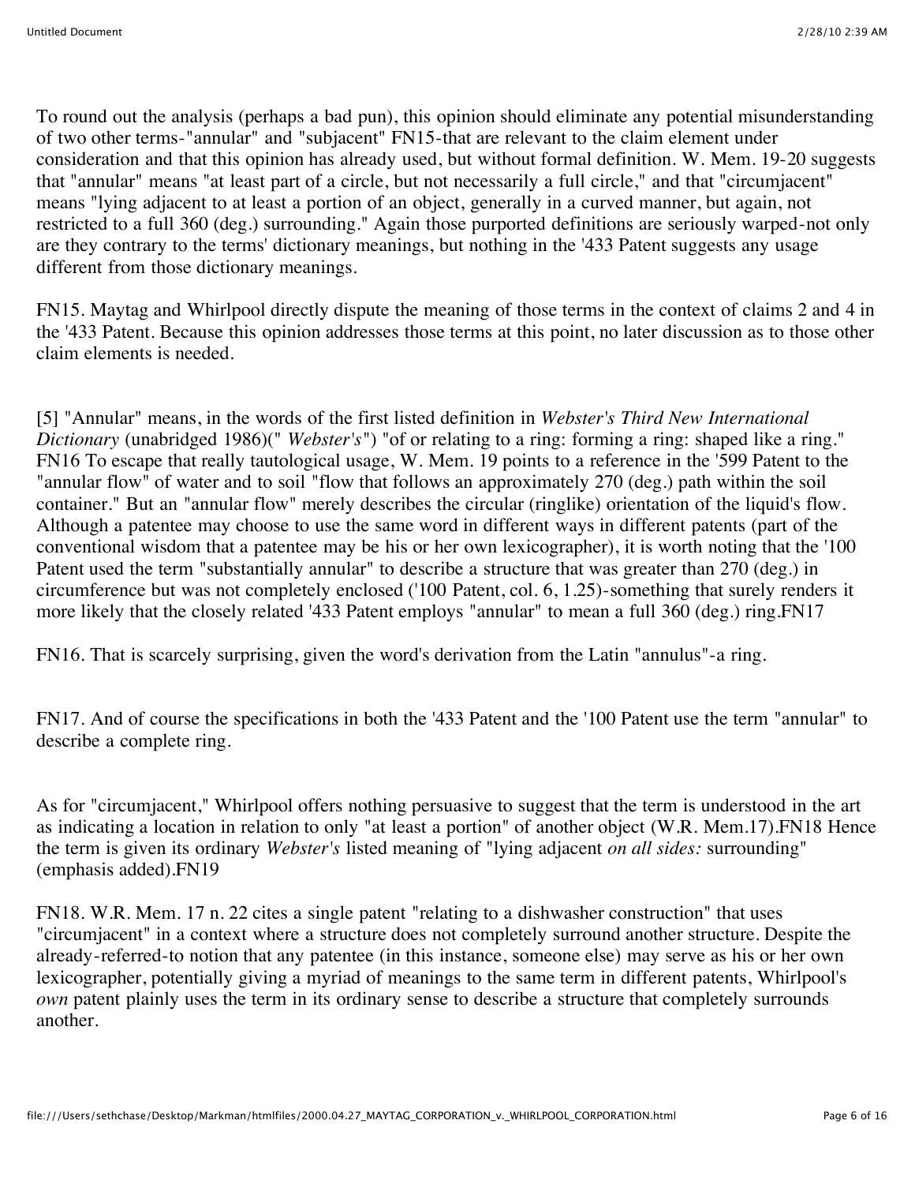To round out the analysis (perhaps a bad pun), this opinion should eliminate any potential misunderstanding of two other terms-"annular" and "subjacent" FN15-that are relevant to the claim element under consideration and that this opinion has already used, but without formal definition. W. Mem. 19-20 suggests that "annular" means "at least part of a circle, but not necessarily a full circle," and that "circumjacent" means "lying adjacent to at least a portion of an object, generally in a curved manner, but again, not restricted to a full 360 (deg.) surrounding." Again those purported definitions are seriously warped-not only are they contrary to the terms' dictionary meanings, but nothing in the '433 Patent suggests any usage different from those dictionary meanings.

FN15. Maytag and Whirlpool directly dispute the meaning of those terms in the context of claims 2 and 4 in the '433 Patent. Because this opinion addresses those terms at this point, no later discussion as to those other claim elements is needed.

[5] "Annular" means, in the words of the first listed definition in *Webster's Third New International Dictionary* (unabridged 1986)(" *Webster's*") "of or relating to a ring: forming a ring: shaped like a ring." FN16 To escape that really tautological usage, W. Mem. 19 points to a reference in the '599 Patent to the "annular flow" of water and to soil "flow that follows an approximately 270 (deg.) path within the soil container." But an "annular flow" merely describes the circular (ringlike) orientation of the liquid's flow. Although a patentee may choose to use the same word in different ways in different patents (part of the conventional wisdom that a patentee may be his or her own lexicographer), it is worth noting that the '100 Patent used the term "substantially annular" to describe a structure that was greater than 270 (deg.) in circumference but was not completely enclosed ('100 Patent, col. 6, 1.25)-something that surely renders it more likely that the closely related '433 Patent employs "annular" to mean a full 360 (deg.) ring.FN17

FN16. That is scarcely surprising, given the word's derivation from the Latin "annulus"-a ring.

FN17. And of course the specifications in both the '433 Patent and the '100 Patent use the term "annular" to describe a complete ring.

As for "circumjacent," Whirlpool offers nothing persuasive to suggest that the term is understood in the art as indicating a location in relation to only "at least a portion" of another object (W.R. Mem.17).FN18 Hence the term is given its ordinary *Webster's* listed meaning of "lying adjacent *on all sides:* surrounding" (emphasis added).FN19

FN18. W.R. Mem. 17 n. 22 cites a single patent "relating to a dishwasher construction" that uses "circumjacent" in a context where a structure does not completely surround another structure. Despite the already-referred-to notion that any patentee (in this instance, someone else) may serve as his or her own lexicographer, potentially giving a myriad of meanings to the same term in different patents, Whirlpool's *own* patent plainly uses the term in its ordinary sense to describe a structure that completely surrounds another.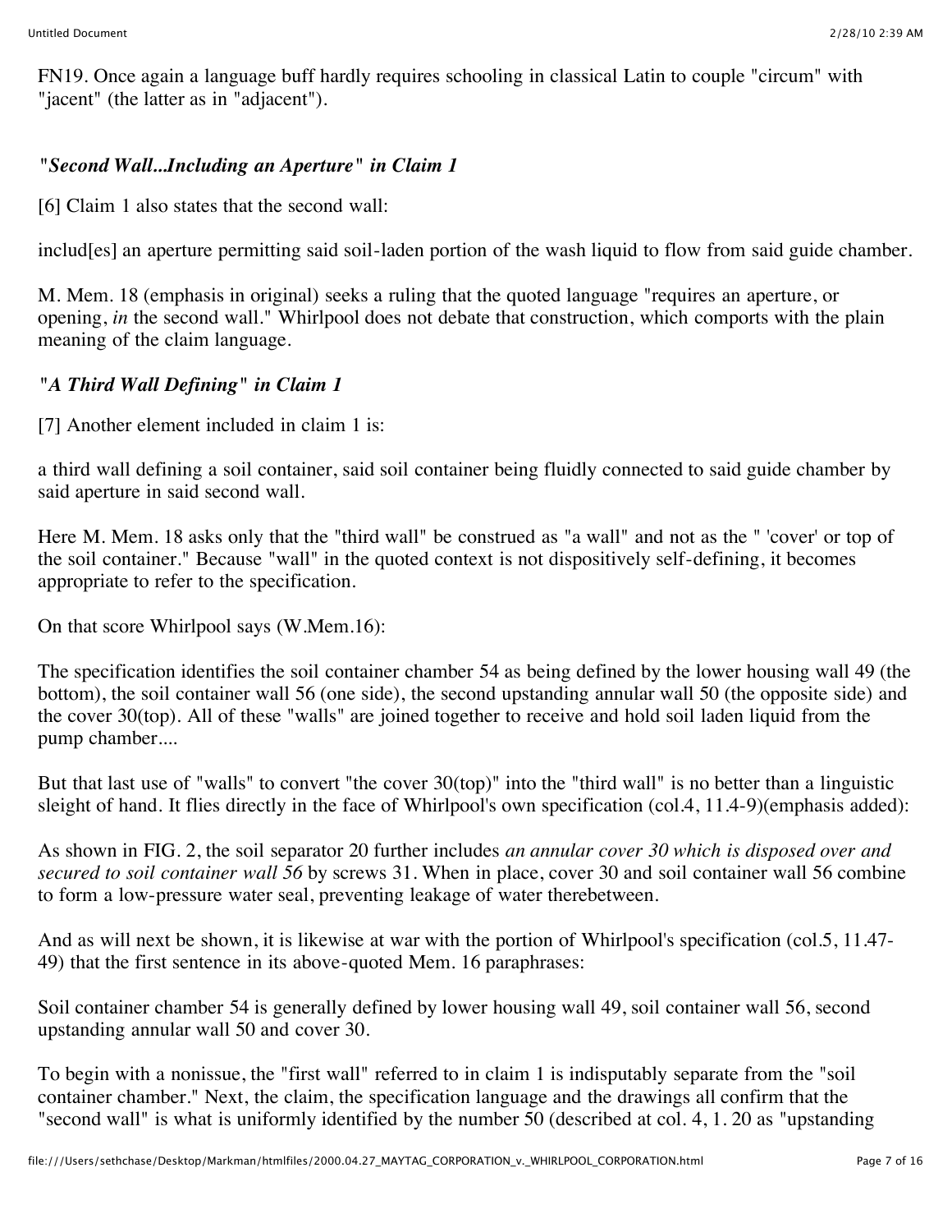FN19. Once again a language buff hardly requires schooling in classical Latin to couple "circum" with "jacent" (the latter as in "adjacent").

### *"Second Wall...Including an Aperture" in Claim 1*

[6] Claim 1 also states that the second wall:

includ[es] an aperture permitting said soil-laden portion of the wash liquid to flow from said guide chamber.

M. Mem. 18 (emphasis in original) seeks a ruling that the quoted language "requires an aperture, or opening, *in* the second wall." Whirlpool does not debate that construction, which comports with the plain meaning of the claim language.

### *"A Third Wall Defining" in Claim 1*

[7] Another element included in claim 1 is:

a third wall defining a soil container, said soil container being fluidly connected to said guide chamber by said aperture in said second wall.

Here M. Mem. 18 asks only that the "third wall" be construed as "a wall" and not as the " 'cover' or top of the soil container." Because "wall" in the quoted context is not dispositively self-defining, it becomes appropriate to refer to the specification.

On that score Whirlpool says (W.Mem.16):

The specification identifies the soil container chamber 54 as being defined by the lower housing wall 49 (the bottom), the soil container wall 56 (one side), the second upstanding annular wall 50 (the opposite side) and the cover 30(top). All of these "walls" are joined together to receive and hold soil laden liquid from the pump chamber....

But that last use of "walls" to convert "the cover 30(top)" into the "third wall" is no better than a linguistic sleight of hand. It flies directly in the face of Whirlpool's own specification (col.4, 11.4-9)(emphasis added):

As shown in FIG. 2, the soil separator 20 further includes *an annular cover 30 which is disposed over and secured to soil container wall 56* by screws 31. When in place, cover 30 and soil container wall 56 combine to form a low-pressure water seal, preventing leakage of water therebetween.

And as will next be shown, it is likewise at war with the portion of Whirlpool's specification (col.5, 11.47-49) that the first sentence in its above-quoted Mem. 16 paraphrases:

Soil container chamber 54 is generally defined by lower housing wall 49, soil container wall 56, second upstanding annular wall 50 and cover 30.

To begin with a nonissue, the "first wall" referred to in claim 1 is indisputably separate from the "soil container chamber." Next, the claim, the specification language and the drawings all confirm that the "second wall" is what is uniformly identified by the number 50 (described at col. 4, 1. 20 as "upstanding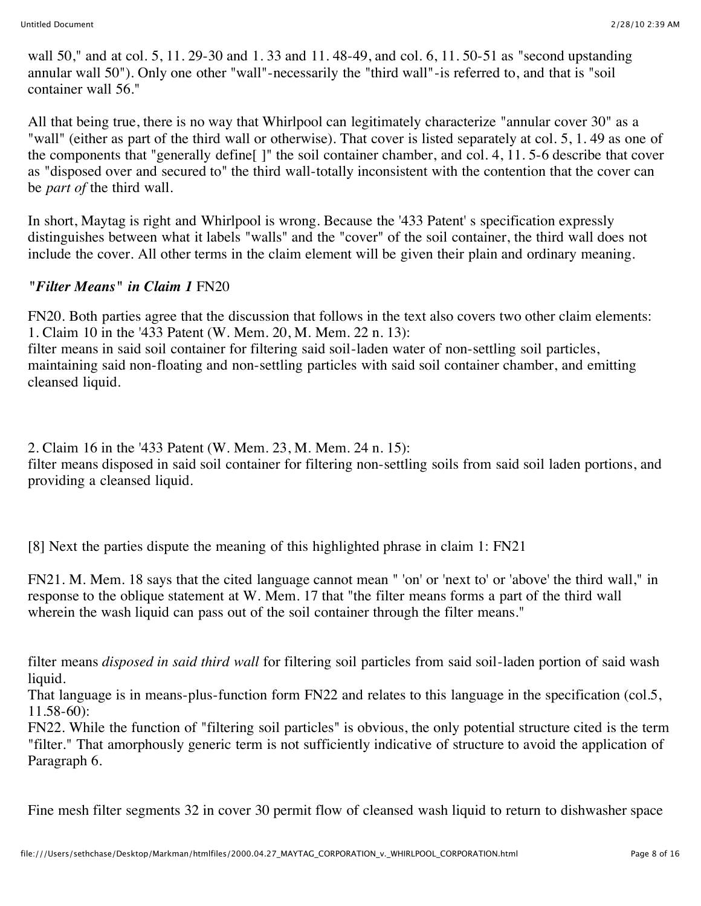wall 50," and at col. 5, ll. 29-30 and l. 33 and ll. 48-49, and col. 6, ll. 50-51 as "second upstanding annular wall 50"). Only one other "wall"-necessarily the "third wall"-is referred to, and that is "soil container wall 56."

All that being true, there is no way that Whirlpool can legitimately characterize "annular cover 30" as a "wall" (either as part of the third wall or otherwise). That cover is listed separately at col. 5, l. 49 as one of the components that "generally define[ ]" the soil container chamber, and col. 4, ll. 5-6 describe that cover as "disposed over and secured to" the third wall-totally inconsistent with the contention that the cover can be *part of* the third wall.

In short, Maytag is right and Whirlpool is wrong. Because the '433 Patent' s specification expressly distinguishes between what it labels "walls" and the "cover" of the soil container, the third wall does not include the cover. All other terms in the claim element will be given their plain and ordinary meaning.

***"Filter Means" in Claim 1*** FN20

FN20. Both parties agree that the discussion that follows in the text also covers two other claim elements:
1. Claim 10 in the '433 Patent (W. Mem. 20, M. Mem. 22 n. 13):
filter means in said soil container for filtering said soil-laden water of non-settling soil particles, maintaining said non-floating and non-settling particles with said soil container chamber, and emitting cleansed liquid.

2. Claim 16 in the '433 Patent (W. Mem. 23, M. Mem. 24 n. 15):
filter means disposed in said soil container for filtering non-settling soils from said soil laden portions, and providing a cleansed liquid.

[8] Next the parties dispute the meaning of this highlighted phrase in claim 1: FN21

FN21. M. Mem. 18 says that the cited language cannot mean " 'on' or 'next to' or 'above' the third wall," in response to the oblique statement at W. Mem. 17 that "the filter means forms a part of the third wall wherein the wash liquid can pass out of the soil container through the filter means."

filter means *disposed in said third wall* for filtering soil particles from said soil-laden portion of said wash liquid.
That language is in means-plus-function form FN22 and relates to this language in the specification (col.5, ll.58-60):
FN22. While the function of "filtering soil particles" is obvious, the only potential structure cited is the term "filter." That amorphously generic term is not sufficiently indicative of structure to avoid the application of Paragraph 6.

Fine mesh filter segments 32 in cover 30 permit flow of cleansed wash liquid to return to dishwasher space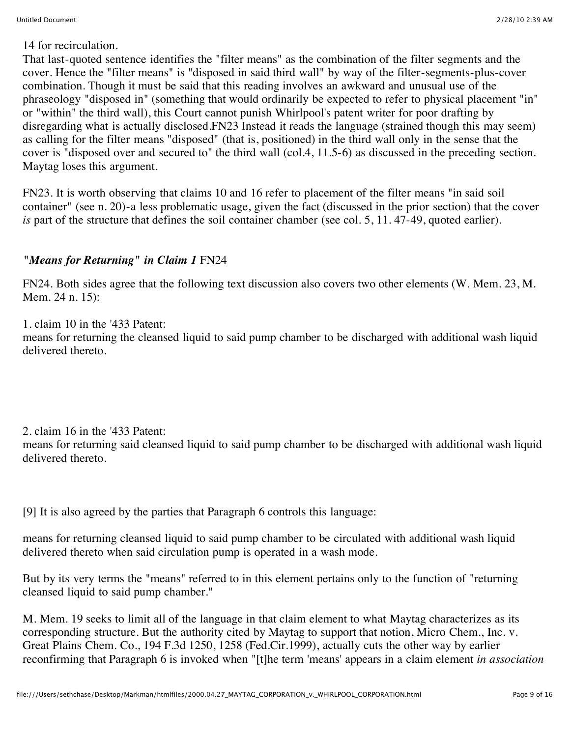14 for recirculation.

That last-quoted sentence identifies the "filter means" as the combination of the filter segments and the cover. Hence the "filter means" is "disposed in said third wall" by way of the filter-segments-plus-cover combination. Though it must be said that this reading involves an awkward and unusual use of the phraseology "disposed in" (something that would ordinarily be expected to refer to physical placement "in" or "within" the third wall), this Court cannot punish Whirlpool's patent writer for poor drafting by disregarding what is actually disclosed.FN23 Instead it reads the language (strained though this may seem) as calling for the filter means "disposed" (that is, positioned) in the third wall only in the sense that the cover is "disposed over and secured to" the third wall (col.4, 11.5-6) as discussed in the preceding section. Maytag loses this argument.

FN23. It is worth observing that claims 10 and 16 refer to placement of the filter means "in said soil container" (see n. 20)-a less problematic usage, given the fact (discussed in the prior section) that the cover *is* part of the structure that defines the soil container chamber (see col. 5, 11. 47-49, quoted earlier).

### *"Means for Returning" in Claim 1* FN24

FN24. Both sides agree that the following text discussion also covers two other elements (W. Mem. 23, M. Mem. 24 n. 15):

1. claim 10 in the '433 Patent:
means for returning the cleansed liquid to said pump chamber to be discharged with additional wash liquid delivered thereto.

2. claim 16 in the '433 Patent:
means for returning said cleansed liquid to said pump chamber to be discharged with additional wash liquid delivered thereto.

[9] It is also agreed by the parties that Paragraph 6 controls this language:

means for returning cleansed liquid to said pump chamber to be circulated with additional wash liquid delivered thereto when said circulation pump is operated in a wash mode.

But by its very terms the "means" referred to in this element pertains only to the function of "returning cleansed liquid to said pump chamber."

M. Mem. 19 seeks to limit all of the language in that claim element to what Maytag characterizes as its corresponding structure. But the authority cited by Maytag to support that notion, Micro Chem., Inc. v. Great Plains Chem. Co., 194 F.3d 1250, 1258 (Fed.Cir.1999), actually cuts the other way by earlier reconfirming that Paragraph 6 is invoked when "[t]he term 'means' appears in a claim element *in association*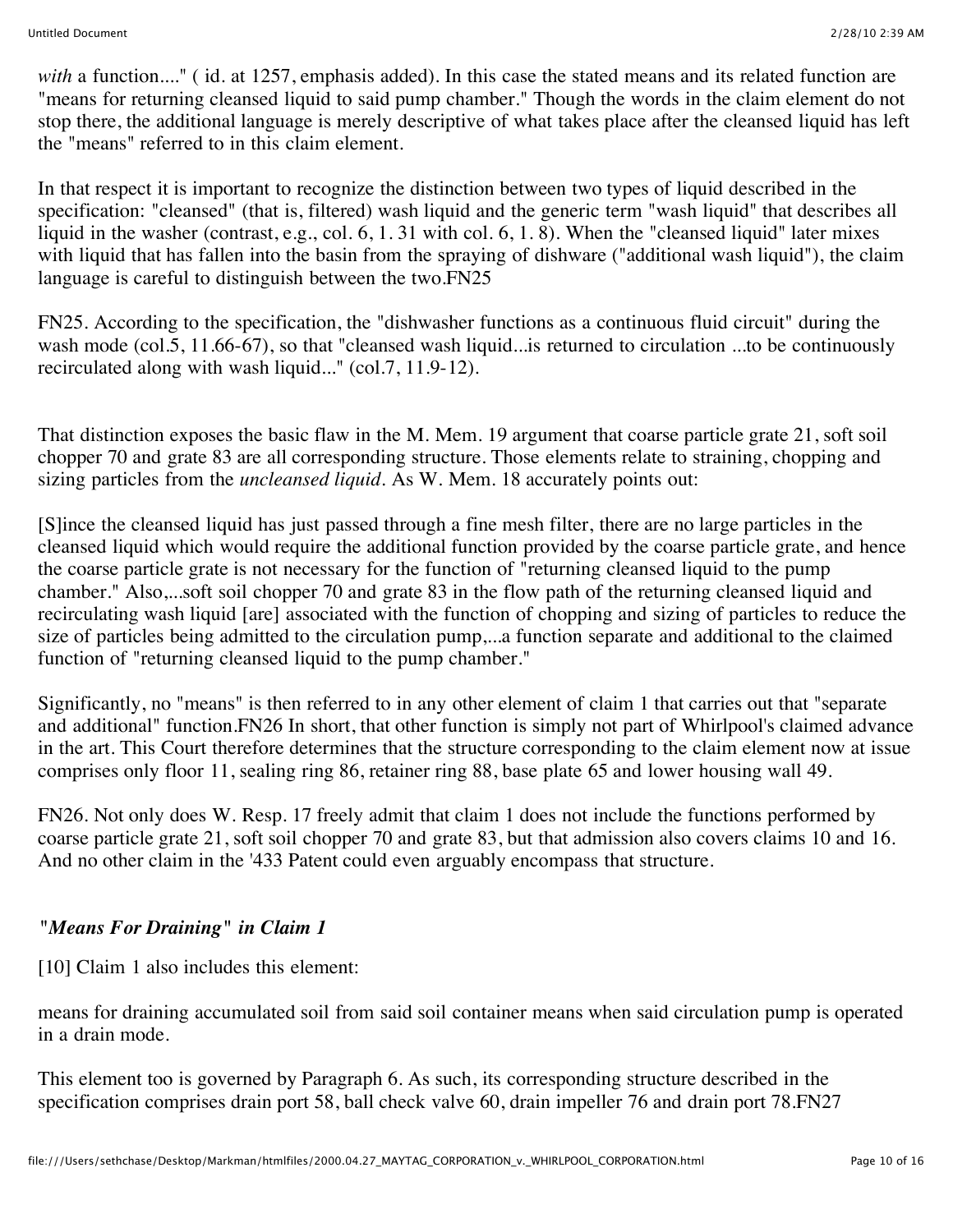*with* a function...." ( id. at 1257, emphasis added). In this case the stated means and its related function are "means for returning cleansed liquid to said pump chamber." Though the words in the claim element do not stop there, the additional language is merely descriptive of what takes place after the cleansed liquid has left the "means" referred to in this claim element.

In that respect it is important to recognize the distinction between two types of liquid described in the specification: "cleansed" (that is, filtered) wash liquid and the generic term "wash liquid" that describes all liquid in the washer (contrast, e.g., col. 6, 1. 31 with col. 6, 1. 8). When the "cleansed liquid" later mixes with liquid that has fallen into the basin from the spraying of dishware ("additional wash liquid"), the claim language is careful to distinguish between the two.FN25

FN25. According to the specification, the "dishwasher functions as a continuous fluid circuit" during the wash mode (col.5, 11.66-67), so that "cleansed wash liquid...is returned to circulation ...to be continuously recirculated along with wash liquid..." (col.7, 11.9-12).

That distinction exposes the basic flaw in the M. Mem. 19 argument that coarse particle grate 21, soft soil chopper 70 and grate 83 are all corresponding structure. Those elements relate to straining, chopping and sizing particles from the *uncleansed liquid*. As W. Mem. 18 accurately points out:

[S]ince the cleansed liquid has just passed through a fine mesh filter, there are no large particles in the cleansed liquid which would require the additional function provided by the coarse particle grate, and hence the coarse particle grate is not necessary for the function of "returning cleansed liquid to the pump chamber." Also,...soft soil chopper 70 and grate 83 in the flow path of the returning cleansed liquid and recirculating wash liquid [are] associated with the function of chopping and sizing of particles to reduce the size of particles being admitted to the circulation pump,...a function separate and additional to the claimed function of "returning cleansed liquid to the pump chamber."

Significantly, no "means" is then referred to in any other element of claim 1 that carries out that "separate and additional" function.FN26 In short, that other function is simply not part of Whirlpool's claimed advance in the art. This Court therefore determines that the structure corresponding to the claim element now at issue comprises only floor 11, sealing ring 86, retainer ring 88, base plate 65 and lower housing wall 49.

FN26. Not only does W. Resp. 17 freely admit that claim 1 does not include the functions performed by coarse particle grate 21, soft soil chopper 70 and grate 83, but that admission also covers claims 10 and 16. And no other claim in the '433 Patent could even arguably encompass that structure.

### *"Means For Draining" in Claim 1*

[10] Claim 1 also includes this element:

means for draining accumulated soil from said soil container means when said circulation pump is operated in a drain mode.

This element too is governed by Paragraph 6. As such, its corresponding structure described in the specification comprises drain port 58, ball check valve 60, drain impeller 76 and drain port 78.FN27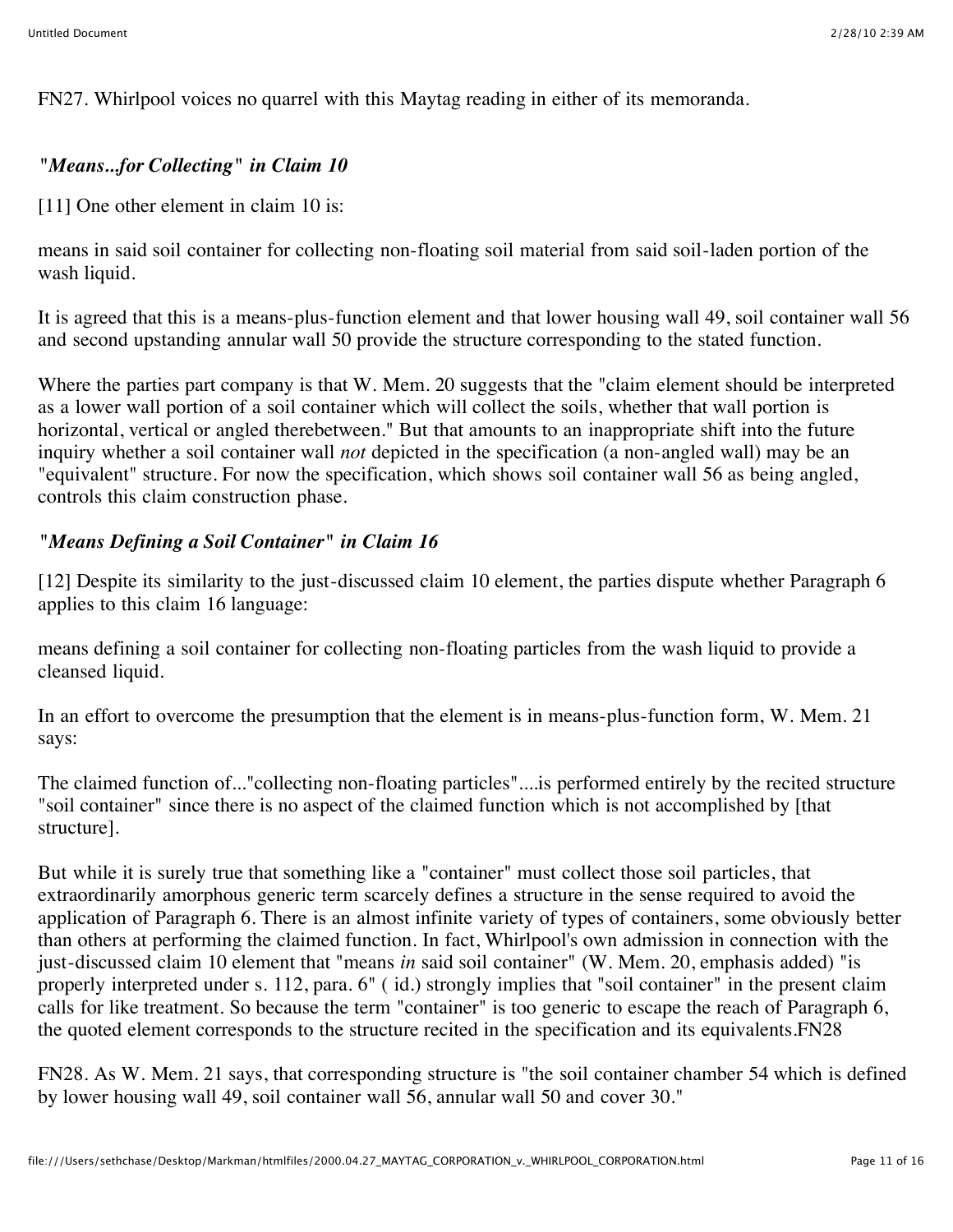FN27. Whirlpool voices no quarrel with this Maytag reading in either of its memoranda.

### *"Means...for Collecting" in Claim 10*

[11] One other element in claim 10 is:

means in said soil container for collecting non-floating soil material from said soil-laden portion of the wash liquid.

It is agreed that this is a means-plus-function element and that lower housing wall 49, soil container wall 56 and second upstanding annular wall 50 provide the structure corresponding to the stated function.

Where the parties part company is that W. Mem. 20 suggests that the "claim element should be interpreted as a lower wall portion of a soil container which will collect the soils, whether that wall portion is horizontal, vertical or angled therebetween." But that amounts to an inappropriate shift into the future inquiry whether a soil container wall *not* depicted in the specification (a non-angled wall) may be an "equivalent" structure. For now the specification, which shows soil container wall 56 as being angled, controls this claim construction phase.

### *"Means Defining a Soil Container" in Claim 16*

[12] Despite its similarity to the just-discussed claim 10 element, the parties dispute whether Paragraph 6 applies to this claim 16 language:

means defining a soil container for collecting non-floating particles from the wash liquid to provide a cleansed liquid.

In an effort to overcome the presumption that the element is in means-plus-function form, W. Mem. 21 says:

The claimed function of..."collecting non-floating particles"....is performed entirely by the recited structure "soil container" since there is no aspect of the claimed function which is not accomplished by [that structure].

But while it is surely true that something like a "container" must collect those soil particles, that extraordinarily amorphous generic term scarcely defines a structure in the sense required to avoid the application of Paragraph 6. There is an almost infinite variety of types of containers, some obviously better than others at performing the claimed function. In fact, Whirlpool's own admission in connection with the just-discussed claim 10 element that "means *in* said soil container" (W. Mem. 20, emphasis added) "is properly interpreted under s. 112, para. 6" ( id.) strongly implies that "soil container" in the present claim calls for like treatment. So because the term "container" is too generic to escape the reach of Paragraph 6, the quoted element corresponds to the structure recited in the specification and its equivalents.FN28

FN28. As W. Mem. 21 says, that corresponding structure is "the soil container chamber 54 which is defined by lower housing wall 49, soil container wall 56, annular wall 50 and cover 30."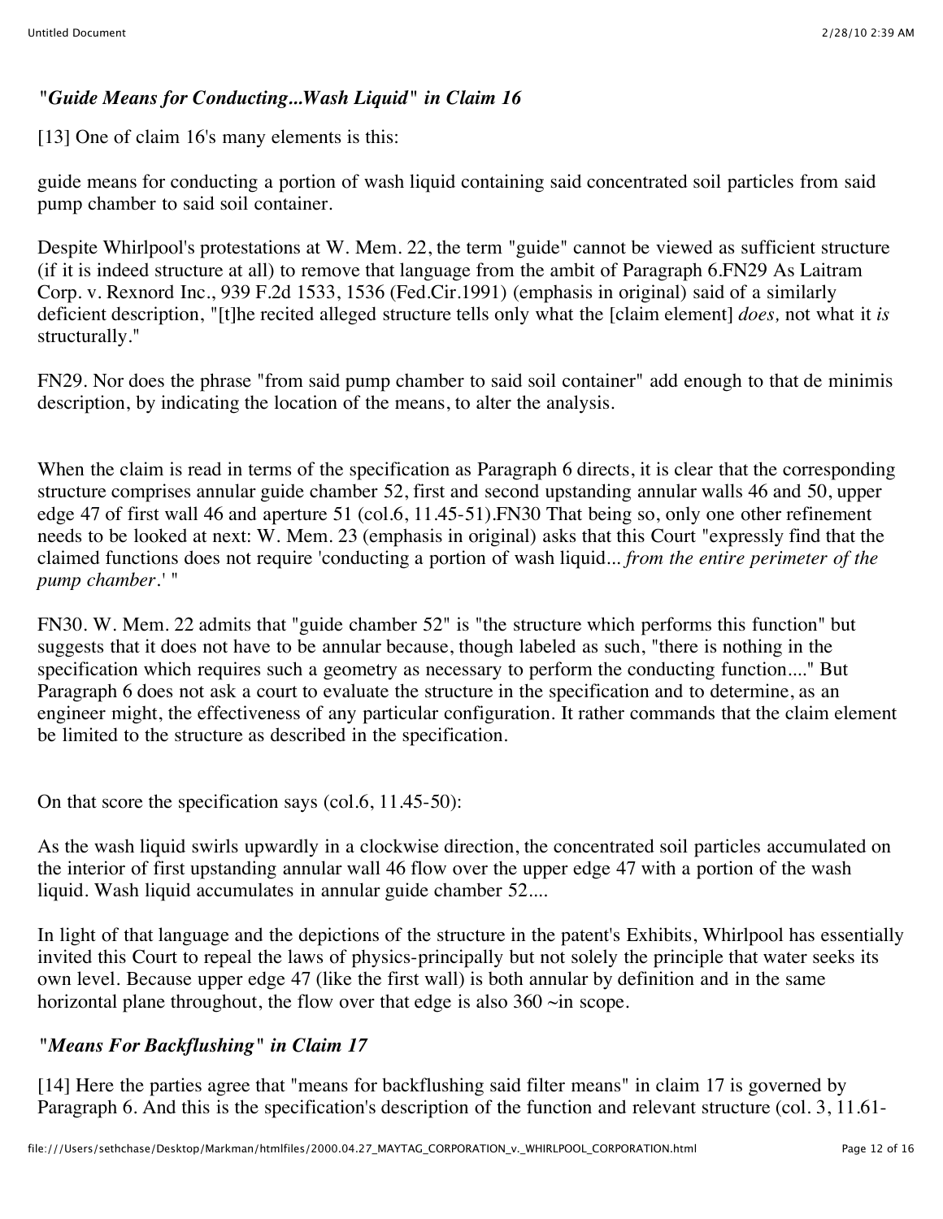### *"Guide Means for Conducting...Wash Liquid" in Claim 16*

[13] One of claim 16's many elements is this:

guide means for conducting a portion of wash liquid containing said concentrated soil particles from said pump chamber to said soil container.

Despite Whirlpool's protestations at W. Mem. 22, the term "guide" cannot be viewed as sufficient structure (if it is indeed structure at all) to remove that language from the ambit of Paragraph 6.FN29 As Laitram Corp. v. Rexnord Inc., 939 F.2d 1533, 1536 (Fed.Cir.1991) (emphasis in original) said of a similarly deficient description, "[t]he recited alleged structure tells only what the [claim element] *does,* not what it *is* structurally."

FN29. Nor does the phrase "from said pump chamber to said soil container" add enough to that de minimis description, by indicating the location of the means, to alter the analysis.

When the claim is read in terms of the specification as Paragraph 6 directs, it is clear that the corresponding structure comprises annular guide chamber 52, first and second upstanding annular walls 46 and 50, upper edge 47 of first wall 46 and aperture 51 (col.6, 11.45-51).FN30 That being so, only one other refinement needs to be looked at next: W. Mem. 23 (emphasis in original) asks that this Court "expressly find that the claimed functions does not require 'conducting a portion of wash liquid... *from the entire perimeter of the pump chamber*.' "

FN30. W. Mem. 22 admits that "guide chamber 52" is "the structure which performs this function" but suggests that it does not have to be annular because, though labeled as such, "there is nothing in the specification which requires such a geometry as necessary to perform the conducting function...." But Paragraph 6 does not ask a court to evaluate the structure in the specification and to determine, as an engineer might, the effectiveness of any particular configuration. It rather commands that the claim element be limited to the structure as described in the specification.

On that score the specification says (col.6, 11.45-50):

As the wash liquid swirls upwardly in a clockwise direction, the concentrated soil particles accumulated on the interior of first upstanding annular wall 46 flow over the upper edge 47 with a portion of the wash liquid. Wash liquid accumulates in annular guide chamber 52....

In light of that language and the depictions of the structure in the patent's Exhibits, Whirlpool has essentially invited this Court to repeal the laws of physics-principally but not solely the principle that water seeks its own level. Because upper edge 47 (like the first wall) is both annular by definition and in the same horizontal plane throughout, the flow over that edge is also 360 ~in scope.

### *"Means For Backflushing" in Claim 17*

[14] Here the parties agree that "means for backflushing said filter means" in claim 17 is governed by Paragraph 6. And this is the specification's description of the function and relevant structure (col. 3, 11.61-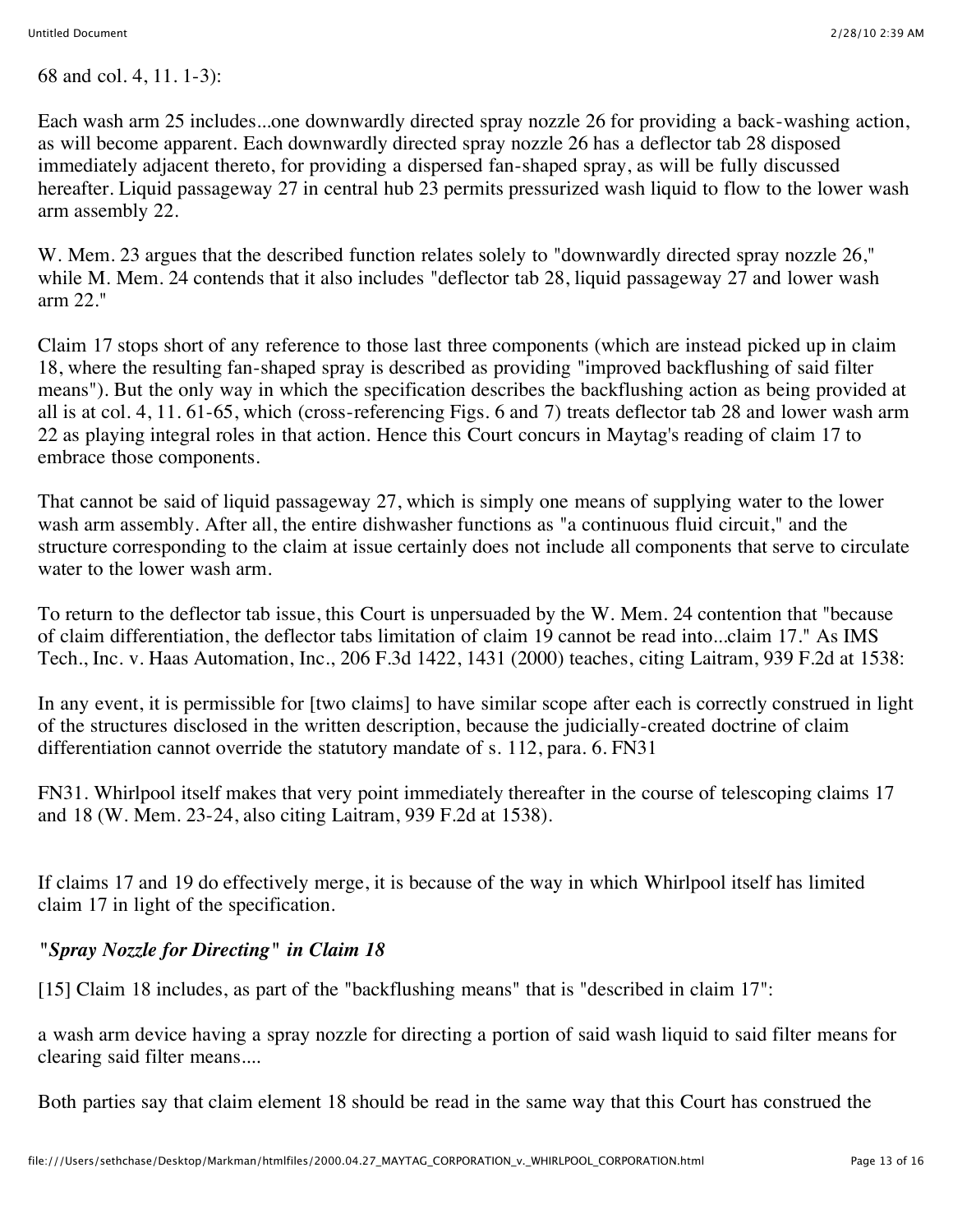68 and col. 4, 11. 1-3):

Each wash arm 25 includes...one downwardly directed spray nozzle 26 for providing a back-washing action, as will become apparent. Each downwardly directed spray nozzle 26 has a deflector tab 28 disposed immediately adjacent thereto, for providing a dispersed fan-shaped spray, as will be fully discussed hereafter. Liquid passageway 27 in central hub 23 permits pressurized wash liquid to flow to the lower wash arm assembly 22.

W. Mem. 23 argues that the described function relates solely to "downwardly directed spray nozzle 26," while M. Mem. 24 contends that it also includes "deflector tab 28, liquid passageway 27 and lower wash arm 22."

Claim 17 stops short of any reference to those last three components (which are instead picked up in claim 18, where the resulting fan-shaped spray is described as providing "improved backflushing of said filter means"). But the only way in which the specification describes the backflushing action as being provided at all is at col. 4, 11. 61-65, which (cross-referencing Figs. 6 and 7) treats deflector tab 28 and lower wash arm 22 as playing integral roles in that action. Hence this Court concurs in Maytag's reading of claim 17 to embrace those components.

That cannot be said of liquid passageway 27, which is simply one means of supplying water to the lower wash arm assembly. After all, the entire dishwasher functions as "a continuous fluid circuit," and the structure corresponding to the claim at issue certainly does not include all components that serve to circulate water to the lower wash arm.

To return to the deflector tab issue, this Court is unpersuaded by the W. Mem. 24 contention that "because of claim differentiation, the deflector tabs limitation of claim 19 cannot be read into...claim 17." As IMS Tech., Inc. v. Haas Automation, Inc., 206 F.3d 1422, 1431 (2000) teaches, citing Laitram, 939 F.2d at 1538:

In any event, it is permissible for [two claims] to have similar scope after each is correctly construed in light of the structures disclosed in the written description, because the judicially-created doctrine of claim differentiation cannot override the statutory mandate of s. 112, para. 6. FN31

FN31. Whirlpool itself makes that very point immediately thereafter in the course of telescoping claims 17 and 18 (W. Mem. 23-24, also citing Laitram, 939 F.2d at 1538).

If claims 17 and 19 do effectively merge, it is because of the way in which Whirlpool itself has limited claim 17 in light of the specification.

### *"Spray Nozzle for Directing" in Claim 18*

[15] Claim 18 includes, as part of the "backflushing means" that is "described in claim 17":

a wash arm device having a spray nozzle for directing a portion of said wash liquid to said filter means for clearing said filter means....

Both parties say that claim element 18 should be read in the same way that this Court has construed the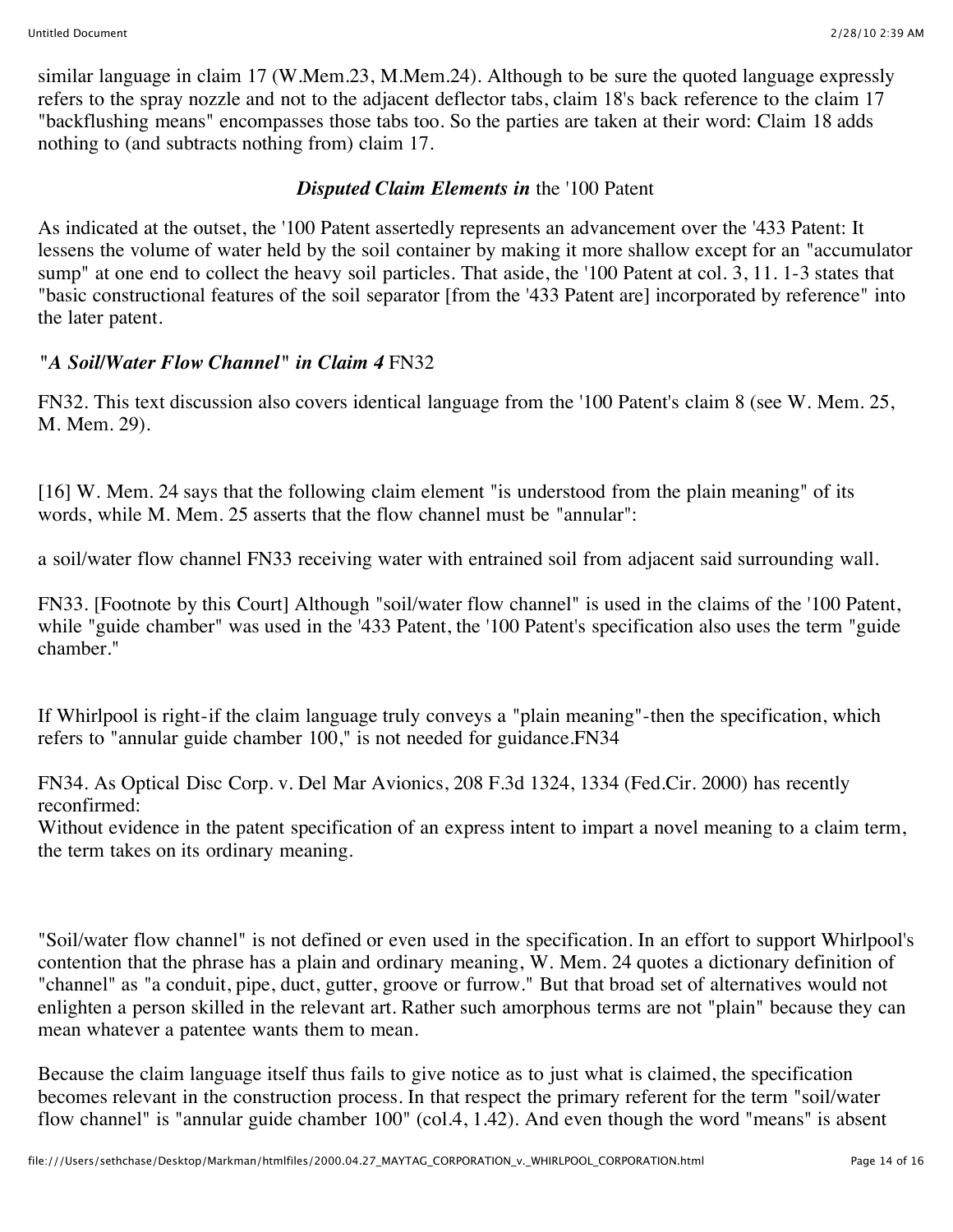similar language in claim 17 (W.Mem.23, M.Mem.24). Although to be sure the quoted language expressly refers to the spray nozzle and not to the adjacent deflector tabs, claim 18's back reference to the claim 17 "backflushing means" encompasses those tabs too. So the parties are taken at their word: Claim 18 adds nothing to (and subtracts nothing from) claim 17.

### *Disputed Claim Elements in* the '100 Patent

As indicated at the outset, the '100 Patent assertedly represents an advancement over the '433 Patent: It lessens the volume of water held by the soil container by making it more shallow except for an "accumulator sump" at one end to collect the heavy soil particles. That aside, the '100 Patent at col. 3, 11. 1-3 states that "basic constructional features of the soil separator [from the '433 Patent are] incorporated by reference" into the later patent.

#### *"A Soil/Water Flow Channel" in Claim 4* FN32

FN32. This text discussion also covers identical language from the '100 Patent's claim 8 (see W. Mem. 25, M. Mem. 29).

[16] W. Mem. 24 says that the following claim element "is understood from the plain meaning" of its words, while M. Mem. 25 asserts that the flow channel must be "annular":

a soil/water flow channel FN33 receiving water with entrained soil from adjacent said surrounding wall.

FN33. [Footnote by this Court] Although "soil/water flow channel" is used in the claims of the '100 Patent, while "guide chamber" was used in the '433 Patent, the '100 Patent's specification also uses the term "guide chamber."

If Whirlpool is right-if the claim language truly conveys a "plain meaning"-then the specification, which refers to "annular guide chamber 100," is not needed for guidance.FN34

FN34. As Optical Disc Corp. v. Del Mar Avionics, 208 F.3d 1324, 1334 (Fed.Cir. 2000) has recently reconfirmed:
Without evidence in the patent specification of an express intent to impart a novel meaning to a claim term, the term takes on its ordinary meaning.

"Soil/water flow channel" is not defined or even used in the specification. In an effort to support Whirlpool's contention that the phrase has a plain and ordinary meaning, W. Mem. 24 quotes a dictionary definition of "channel" as "a conduit, pipe, duct, gutter, groove or furrow." But that broad set of alternatives would not enlighten a person skilled in the relevant art. Rather such amorphous terms are not "plain" because they can mean whatever a patentee wants them to mean.

Because the claim language itself thus fails to give notice as to just what is claimed, the specification becomes relevant in the construction process. In that respect the primary referent for the term "soil/water flow channel" is "annular guide chamber 100" (col.4, 1.42). And even though the word "means" is absent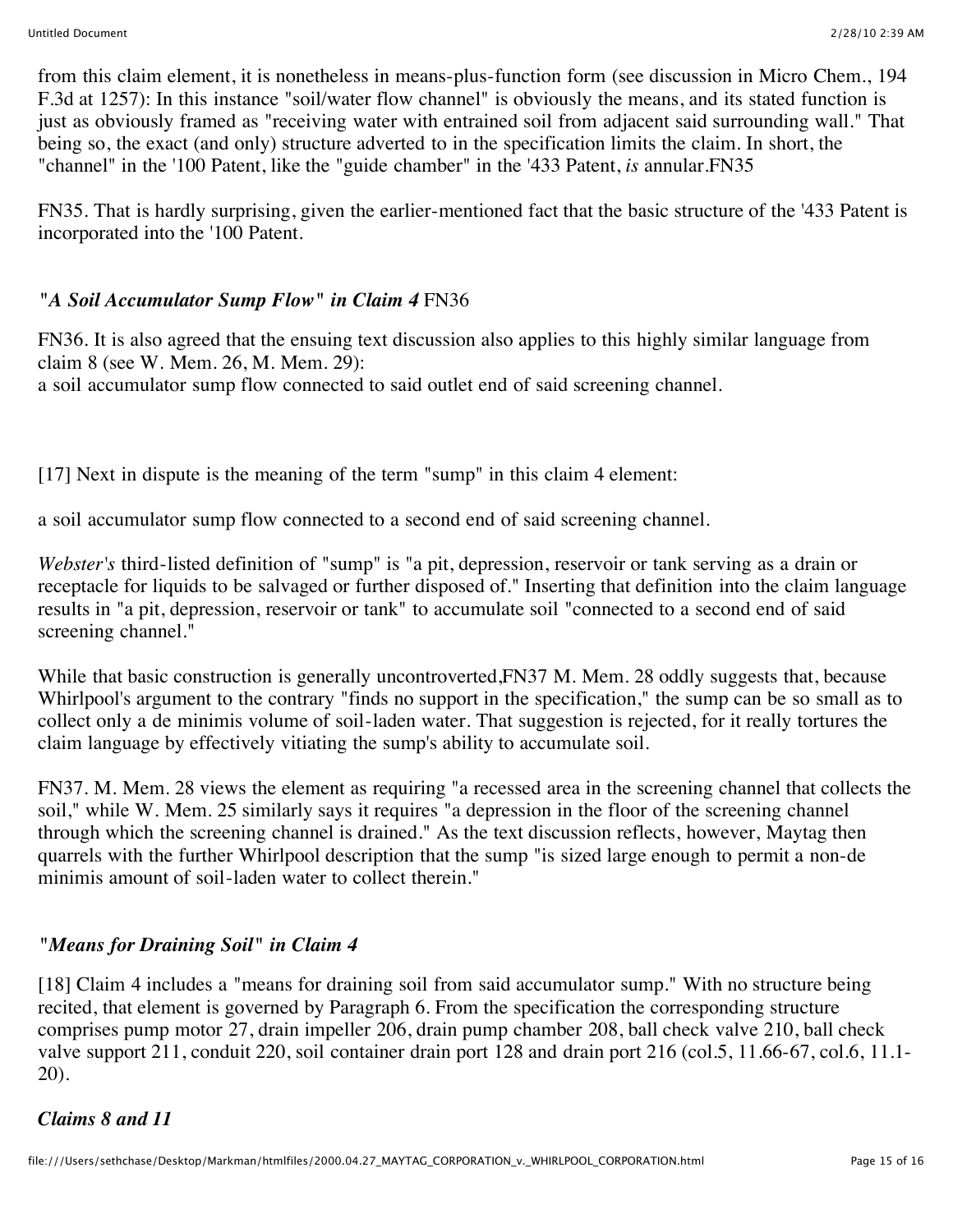from this claim element, it is nonetheless in means-plus-function form (see discussion in Micro Chem., 194 F.3d at 1257): In this instance "soil/water flow channel" is obviously the means, and its stated function is just as obviously framed as "receiving water with entrained soil from adjacent said surrounding wall." That being so, the exact (and only) structure adverted to in the specification limits the claim. In short, the "channel" in the '100 Patent, like the "guide chamber" in the '433 Patent, *is* annular.FN35

FN35. That is hardly surprising, given the earlier-mentioned fact that the basic structure of the '433 Patent is incorporated into the '100 Patent.

### *"A Soil Accumulator Sump Flow" in Claim 4* FN36

FN36. It is also agreed that the ensuing text discussion also applies to this highly similar language from claim 8 (see W. Mem. 26, M. Mem. 29):
a soil accumulator sump flow connected to said outlet end of said screening channel.

[17] Next in dispute is the meaning of the term "sump" in this claim 4 element:

a soil accumulator sump flow connected to a second end of said screening channel.

*Webster's* third-listed definition of "sump" is "a pit, depression, reservoir or tank serving as a drain or receptacle for liquids to be salvaged or further disposed of." Inserting that definition into the claim language results in "a pit, depression, reservoir or tank" to accumulate soil "connected to a second end of said screening channel."

While that basic construction is generally uncontroverted,FN37 M. Mem. 28 oddly suggests that, because Whirlpool's argument to the contrary "finds no support in the specification," the sump can be so small as to collect only a de minimis volume of soil-laden water. That suggestion is rejected, for it really tortures the claim language by effectively vitiating the sump's ability to accumulate soil.

FN37. M. Mem. 28 views the element as requiring "a recessed area in the screening channel that collects the soil," while W. Mem. 25 similarly says it requires "a depression in the floor of the screening channel through which the screening channel is drained." As the text discussion reflects, however, Maytag then quarrels with the further Whirlpool description that the sump "is sized large enough to permit a non-de minimis amount of soil-laden water to collect therein."

### *"Means for Draining Soil" in Claim 4*

[18] Claim 4 includes a "means for draining soil from said accumulator sump." With no structure being recited, that element is governed by Paragraph 6. From the specification the corresponding structure comprises pump motor 27, drain impeller 206, drain pump chamber 208, ball check valve 210, ball check valve support 211, conduit 220, soil container drain port 128 and drain port 216 (col.5, 11.66-67, col.6, 11.1-20).

### *Claims 8 and 11*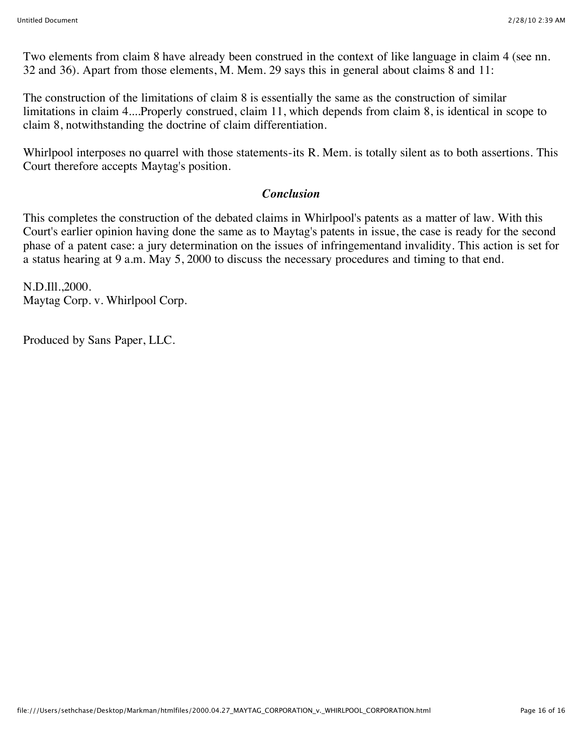Two elements from claim 8 have already been construed in the context of like language in claim 4 (see nn. 32 and 36). Apart from those elements, M. Mem. 29 says this in general about claims 8 and 11:

The construction of the limitations of claim 8 is essentially the same as the construction of similar limitations in claim 4....Properly construed, claim 11, which depends from claim 8, is identical in scope to claim 8, notwithstanding the doctrine of claim differentiation.

Whirlpool interposes no quarrel with those statements-its R. Mem. is totally silent as to both assertions. This Court therefore accepts Maytag's position.

### *Conclusion*

This completes the construction of the debated claims in Whirlpool's patents as a matter of law. With this Court's earlier opinion having done the same as to Maytag's patents in issue, the case is ready for the second phase of a patent case: a jury determination on the issues of infringementand invalidity. This action is set for a status hearing at 9 a.m. May 5, 2000 to discuss the necessary procedures and timing to that end.

N.D.Ill.,2000.
Maytag Corp. v. Whirlpool Corp.

Produced by Sans Paper, LLC.